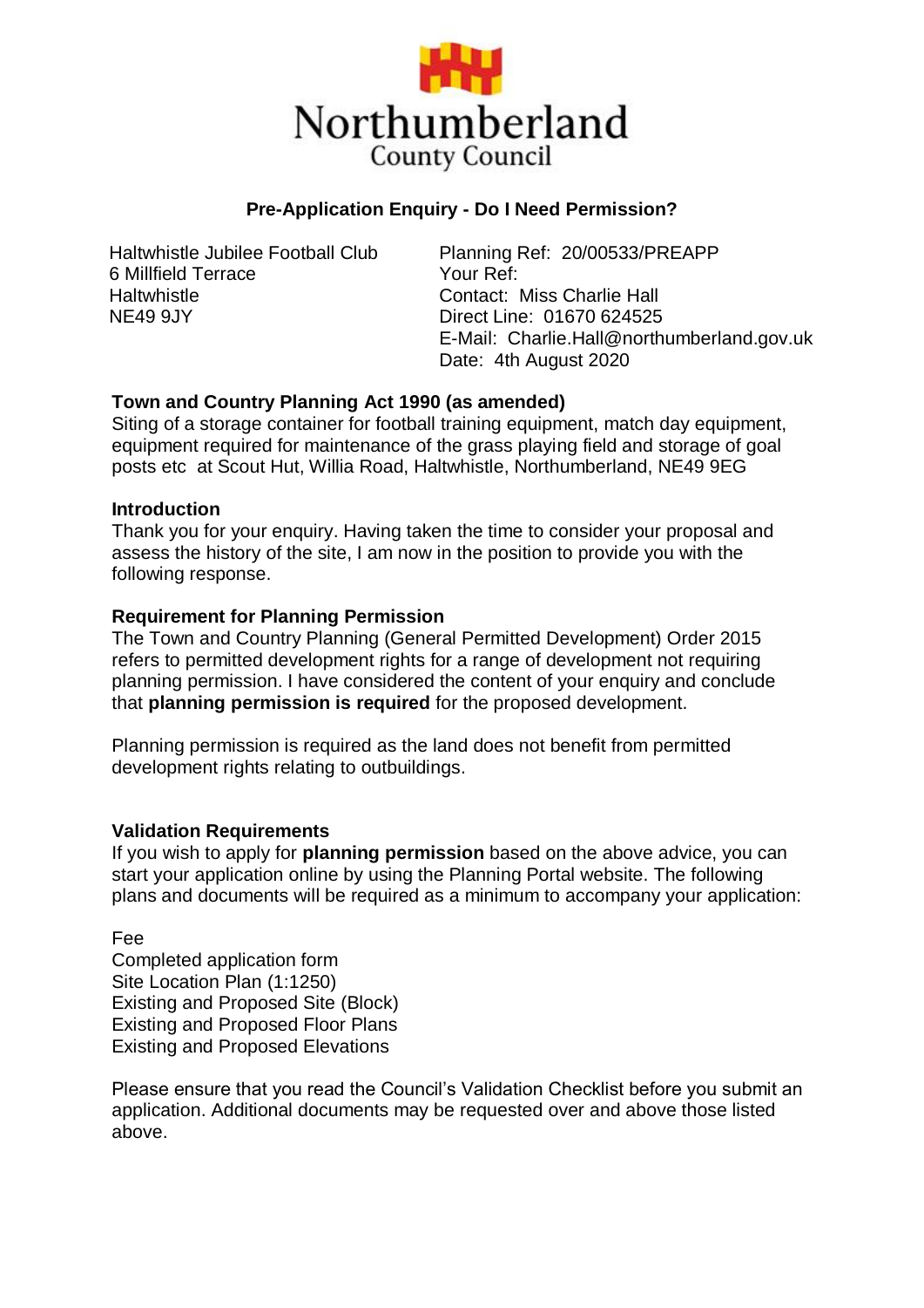Northumberland
County Council

## Pre-Application Enquiry - Do I Need Permission?

Haltwhistle Jubilee Football Club
6 Millfield Terrace
Haltwhistle
NE49 9JY

Planning Ref: 20/00533/PREAPP
Your Ref:
Contact: Miss Charlie Hall
Direct Line: 01670 624525
E-Mail: Charlie.Hall@northumberland.gov.uk
Date: 4th August 2020

**Town and Country Planning Act 1990 (as amended)**
Siting of a storage container for football training equipment, match day equipment, equipment required for maintenance of the grass playing field and storage of goal posts etc at Scout Hut, Willia Road, Haltwhistle, Northumberland, NE49 9EG

**Introduction**
Thank you for your enquiry. Having taken the time to consider your proposal and assess the history of the site, I am now in the position to provide you with the following response.

**Requirement for Planning Permission**
The Town and Country Planning (General Permitted Development) Order 2015 refers to permitted development rights for a range of development not requiring planning permission. I have considered the content of your enquiry and conclude that **planning permission is required** for the proposed development.

Planning permission is required as the land does not benefit from permitted development rights relating to outbuildings.

**Validation Requirements**
If you wish to apply for **planning permission** based on the above advice, you can start your application online by using the Planning Portal website. The following plans and documents will be required as a minimum to accompany your application:

Fee
Completed application form
Site Location Plan (1:1250)
Existing and Proposed Site (Block)
Existing and Proposed Floor Plans
Existing and Proposed Elevations

Please ensure that you read the Council's Validation Checklist before you submit an application. Additional documents may be requested over and above those listed above.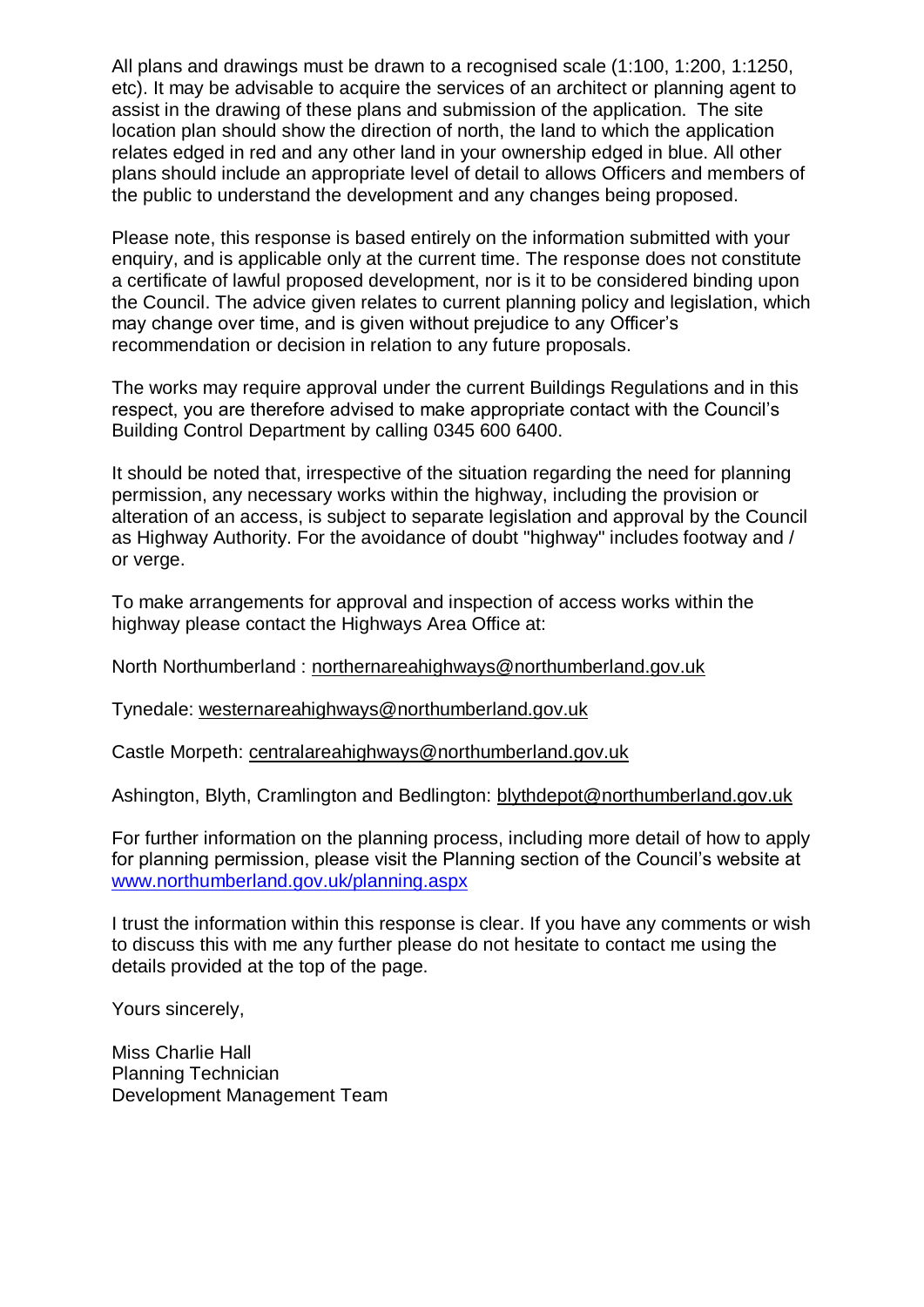All plans and drawings must be drawn to a recognised scale (1:100, 1:200, 1:1250, etc). It may be advisable to acquire the services of an architect or planning agent to assist in the drawing of these plans and submission of the application. The site location plan should show the direction of north, the land to which the application relates edged in red and any other land in your ownership edged in blue. All other plans should include an appropriate level of detail to allows Officers and members of the public to understand the development and any changes being proposed.

Please note, this response is based entirely on the information submitted with your enquiry, and is applicable only at the current time. The response does not constitute a certificate of lawful proposed development, nor is it to be considered binding upon the Council. The advice given relates to current planning policy and legislation, which may change over time, and is given without prejudice to any Officer's recommendation or decision in relation to any future proposals.

The works may require approval under the current Buildings Regulations and in this respect, you are therefore advised to make appropriate contact with the Council's Building Control Department by calling 0345 600 6400.

It should be noted that, irrespective of the situation regarding the need for planning permission, any necessary works within the highway, including the provision or alteration of an access, is subject to separate legislation and approval by the Council as Highway Authority. For the avoidance of doubt "highway" includes footway and / or verge.

To make arrangements for approval and inspection of access works within the highway please contact the Highways Area Office at:

North Northumberland : northernareahighways@northumberland.gov.uk

Tynedale: westernareahighways@northumberland.gov.uk

Castle Morpeth: centralareahighways@northumberland.gov.uk

Ashington, Blyth, Cramlington and Bedlington: blythdepot@northumberland.gov.uk

For further information on the planning process, including more detail of how to apply for planning permission, please visit the Planning section of the Council's website at www.northumberland.gov.uk/planning.aspx

I trust the information within this response is clear. If you have any comments or wish to discuss this with me any further please do not hesitate to contact me using the details provided at the top of the page.

Yours sincerely,

Miss Charlie Hall
Planning Technician
Development Management Team